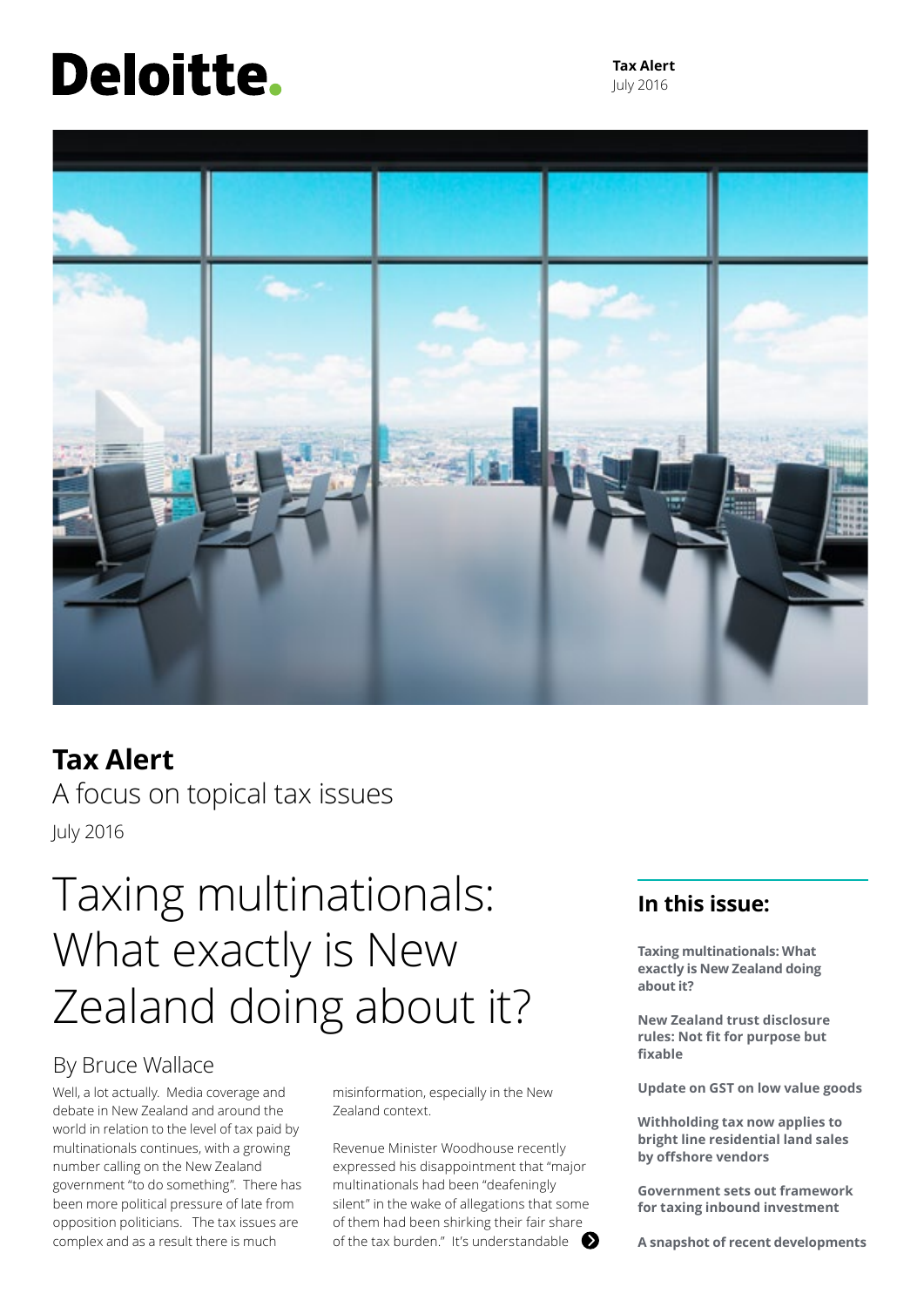Deloitte.

**Tax Alert**
July 2016

# Tax Alert

A focus on topical tax issues

July 2016

## Taxing multinationals: What exactly is New Zealand doing about it?

By Bruce Wallace

Well, a lot actually. Media coverage and debate in New Zealand and around the world in relation to the level of tax paid by multinationals continues, with a growing number calling on the New Zealand government "to do something". There has been more political pressure of late from opposition politicians. The tax issues are complex and as a result there is much misinformation, especially in the New Zealand context.

Revenue Minister Woodhouse recently expressed his disappointment that "major multinationals had been "deafeningly silent" in the wake of allegations that some of them had been shirking their fair share of the tax burden." It's understandable

### In this issue:

**Taxing multinationals: What exactly is New Zealand doing about it?**

**New Zealand trust disclosure rules: Not fit for purpose but fixable**

**Update on GST on low value goods**

**Withholding tax now applies to bright line residential land sales by offshore vendors**

**Government sets out framework for taxing inbound investment**

**A snapshot of recent developments**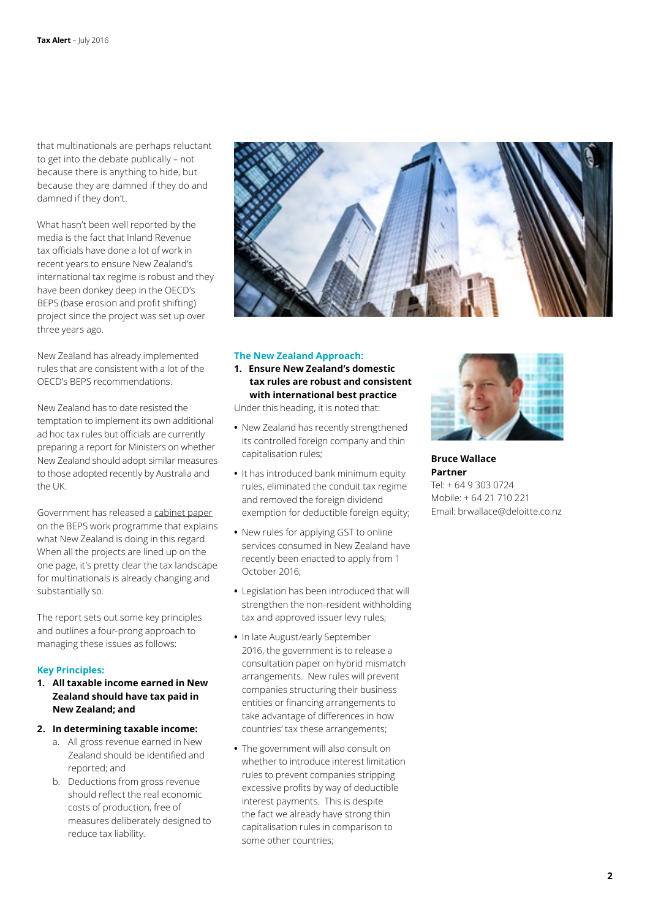that multinationals are perhaps reluctant to get into the debate publically – not because there is anything to hide, but because they are damned if they do and damned if they don't.

What hasn't been well reported by the media is the fact that Inland Revenue tax officials have done a lot of work in recent years to ensure New Zealand's international tax regime is robust and they have been donkey deep in the OECD's BEPS (base erosion and profit shifting) project since the project was set up over three years ago.

New Zealand has already implemented rules that are consistent with a lot of the OECD's BEPS recommendations.

New Zealand has to date resisted the temptation to implement its own additional ad hoc tax rules but officials are currently preparing a report for Ministers on whether New Zealand should adopt similar measures to those adopted recently by Australia and the UK.

Government has released a cabinet paper on the BEPS work programme that explains what New Zealand is doing in this regard. When all the projects are lined up on the one page, it's pretty clear the tax landscape for multinationals is already changing and substantially so.

The report sets out some key principles and outlines a four-prong approach to managing these issues as follows:

### Key Principles:

1. **All taxable income earned in New Zealand should have tax paid in New Zealand; and**
2. **In determining taxable income:**
   a. All gross revenue earned in New Zealand should be identified and reported; and
   b. Deductions from gross revenue should reflect the real economic costs of production, free of measures deliberately designed to reduce tax liability.

### The New Zealand Approach:

1. **Ensure New Zealand's domestic tax rules are robust and consistent with international best practice**

Under this heading, it is noted that:

- New Zealand has recently strengthened its controlled foreign company and thin capitalisation rules;
- It has introduced bank minimum equity rules, eliminated the conduit tax regime and removed the foreign dividend exemption for deductible foreign equity;
- New rules for applying GST to online services consumed in New Zealand have recently been enacted to apply from 1 October 2016;
- Legislation has been introduced that will strengthen the non-resident withholding tax and approved issuer levy rules;
- In late August/early September 2016, the government is to release a consultation paper on hybrid mismatch arrangements. New rules will prevent companies structuring their business entities or financing arrangements to take advantage of differences in how countries' tax these arrangements;
- The government will also consult on whether to introduce interest limitation rules to prevent companies stripping excessive profits by way of deductible interest payments. This is despite the fact we already have strong thin capitalisation rules in comparison to some other countries;

**Bruce Wallace**
**Partner**
Tel: + 64 9 303 0724
Mobile: + 64 21 710 221
Email: brwallace@deloitte.co.nz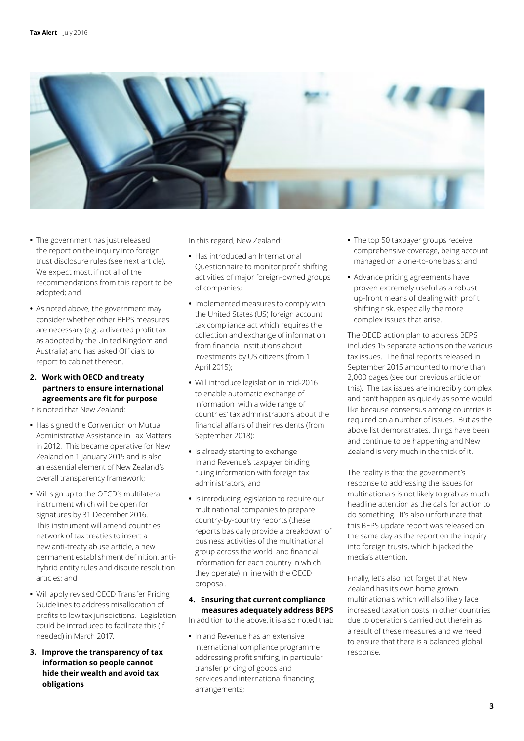- The government has just released the report on the inquiry into foreign trust disclosure rules (see next article). We expect most, if not all of the recommendations from this report to be adopted; and
- As noted above, the government may consider whether other BEPS measures are necessary (e.g. a diverted profit tax as adopted by the United Kingdom and Australia) and has asked Officials to report to cabinet thereon.

**2. Work with OECD and treaty partners to ensure international agreements are fit for purpose**

It is noted that New Zealand:

- Has signed the Convention on Mutual Administrative Assistance in Tax Matters in 2012. This became operative for New Zealand on 1 January 2015 and is also an essential element of New Zealand's overall transparency framework;
- Will sign up to the OECD's multilateral instrument which will be open for signatures by 31 December 2016. This instrument will amend countries' network of tax treaties to insert a new anti-treaty abuse article, a new permanent establishment definition, anti-hybrid entity rules and dispute resolution articles; and
- Will apply revised OECD Transfer Pricing Guidelines to address misallocation of profits to low tax jurisdictions. Legislation could be introduced to facilitate this (if needed) in March 2017.

**3. Improve the transparency of tax information so people cannot hide their wealth and avoid tax obligations**

In this regard, New Zealand:

- Has introduced an International Questionnaire to monitor profit shifting activities of major foreign-owned groups of companies;
- Implemented measures to comply with the United States (US) foreign account tax compliance act which requires the collection and exchange of information from financial institutions about investments by US citizens (from 1 April 2015);
- Will introduce legislation in mid-2016 to enable automatic exchange of information with a wide range of countries' tax administrations about the financial affairs of their residents (from September 2018);
- Is already starting to exchange Inland Revenue's taxpayer binding ruling information with foreign tax administrators; and
- Is introducing legislation to require our multinational companies to prepare country-by-country reports (these reports basically provide a breakdown of business activities of the multinational group across the world and financial information for each country in which they operate) in line with the OECD proposal.

**4. Ensuring that current compliance measures adequately address BEPS**

In addition to the above, it is also noted that:

- Inland Revenue has an extensive international compliance programme addressing profit shifting, in particular transfer pricing of goods and services and international financing arrangements;
- The top 50 taxpayer groups receive comprehensive coverage, being account managed on a one-to-one basis; and
- Advance pricing agreements have proven extremely useful as a robust up-front means of dealing with profit shifting risk, especially the more complex issues that arise.

The OECD action plan to address BEPS includes 15 separate actions on the various tax issues. The final reports released in September 2015 amounted to more than 2,000 pages (see our previous article on this). The tax issues are incredibly complex and can't happen as quickly as some would like because consensus among countries is required on a number of issues. But as the above list demonstrates, things have been and continue to be happening and New Zealand is very much in the thick of it.

The reality is that the government's response to addressing the issues for multinationals is not likely to grab as much headline attention as the calls for action to do something. It's also unfortunate that this BEPS update report was released on the same day as the report on the inquiry into foreign trusts, which hijacked the media's attention.

Finally, let's also not forget that New Zealand has its own home grown multinationals which will also likely face increased taxation costs in other countries due to operations carried out therein as a result of these measures and we need to ensure that there is a balanced global response.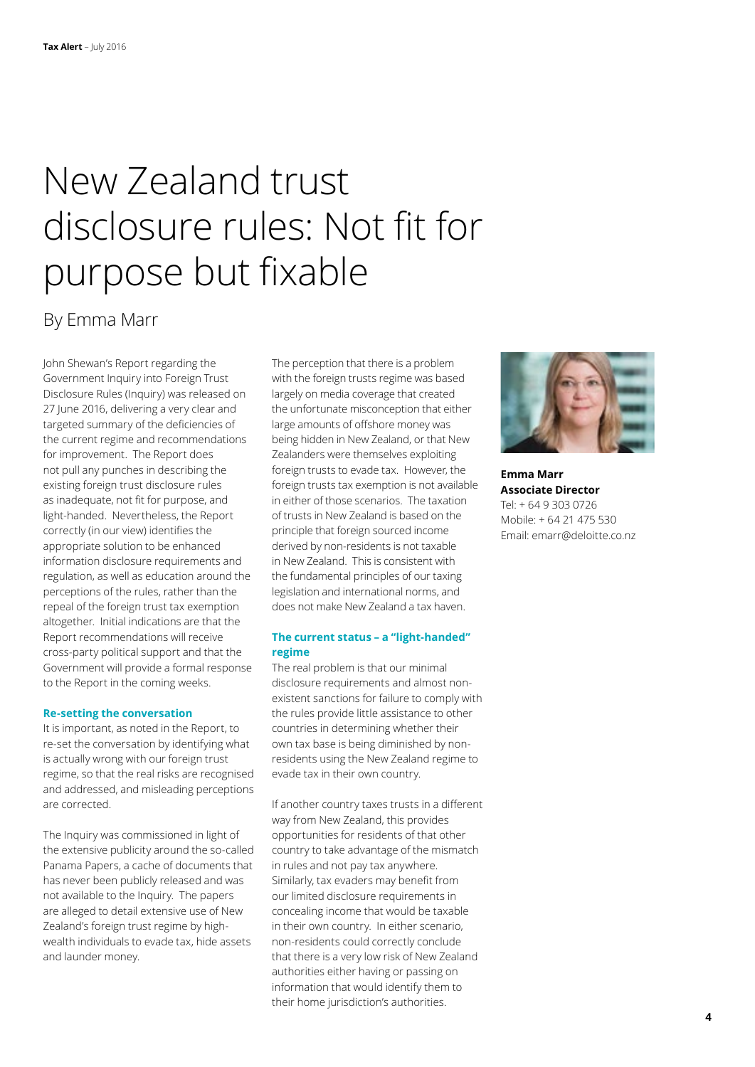# New Zealand trust disclosure rules: Not fit for purpose but fixable

By Emma Marr

John Shewan's Report regarding the Government Inquiry into Foreign Trust Disclosure Rules (Inquiry) was released on 27 June 2016, delivering a very clear and targeted summary of the deficiencies of the current regime and recommendations for improvement. The Report does not pull any punches in describing the existing foreign trust disclosure rules as inadequate, not fit for purpose, and light-handed. Nevertheless, the Report correctly (in our view) identifies the appropriate solution to be enhanced information disclosure requirements and regulation, as well as education around the perceptions of the rules, rather than the repeal of the foreign trust tax exemption altogether. Initial indications are that the Report recommendations will receive cross-party political support and that the Government will provide a formal response to the Report in the coming weeks.

### Re-setting the conversation

It is important, as noted in the Report, to re-set the conversation by identifying what is actually wrong with our foreign trust regime, so that the real risks are recognised and addressed, and misleading perceptions are corrected.

The Inquiry was commissioned in light of the extensive publicity around the so-called Panama Papers, a cache of documents that has never been publicly released and was not available to the Inquiry. The papers are alleged to detail extensive use of New Zealand's foreign trust regime by high-wealth individuals to evade tax, hide assets and launder money.

The perception that there is a problem with the foreign trusts regime was based largely on media coverage that created the unfortunate misconception that either large amounts of offshore money was being hidden in New Zealand, or that New Zealanders were themselves exploiting foreign trusts to evade tax. However, the foreign trusts tax exemption is not available in either of those scenarios. The taxation of trusts in New Zealand is based on the principle that foreign sourced income derived by non-residents is not taxable in New Zealand. This is consistent with the fundamental principles of our taxing legislation and international norms, and does not make New Zealand a tax haven.

### The current status – a "light-handed" regime

The real problem is that our minimal disclosure requirements and almost non-existent sanctions for failure to comply with the rules provide little assistance to other countries in determining whether their own tax base is being diminished by non-residents using the New Zealand regime to evade tax in their own country.

If another country taxes trusts in a different way from New Zealand, this provides opportunities for residents of that other country to take advantage of the mismatch in rules and not pay tax anywhere. Similarly, tax evaders may benefit from our limited disclosure requirements in concealing income that would be taxable in their own country. In either scenario, non-residents could correctly conclude that there is a very low risk of New Zealand authorities either having or passing on information that would identify them to their home jurisdiction's authorities.

**Emma Marr**
**Associate Director**
Tel: + 64 9 303 0726
Mobile: + 64 21 475 530
Email: emarr@deloitte.co.nz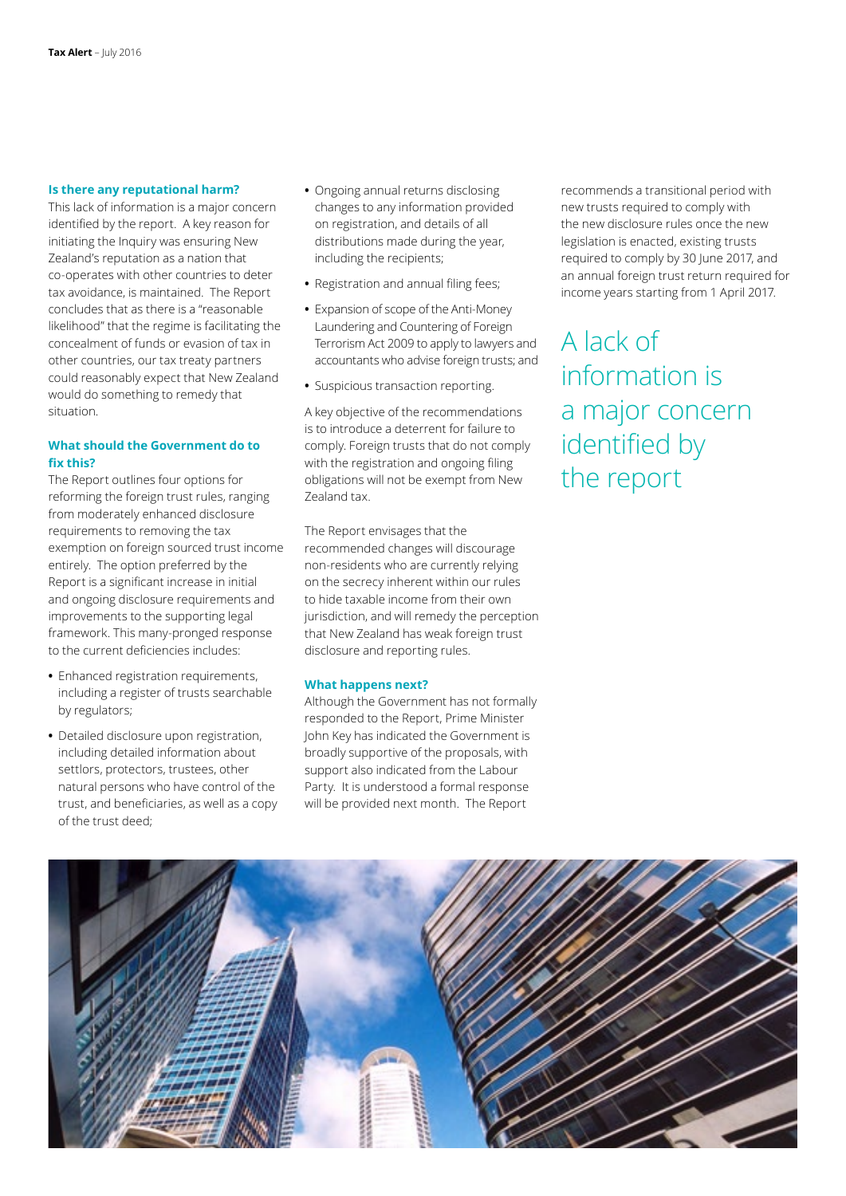### Is there any reputational harm?

This lack of information is a major concern identified by the report. A key reason for initiating the Inquiry was ensuring New Zealand's reputation as a nation that co-operates with other countries to deter tax avoidance, is maintained. The Report concludes that as there is a "reasonable likelihood" that the regime is facilitating the concealment of funds or evasion of tax in other countries, our tax treaty partners could reasonably expect that New Zealand would do something to remedy that situation.

### What should the Government do to fix this?

The Report outlines four options for reforming the foreign trust rules, ranging from moderately enhanced disclosure requirements to removing the tax exemption on foreign sourced trust income entirely. The option preferred by the Report is a significant increase in initial and ongoing disclosure requirements and improvements to the supporting legal framework. This many-pronged response to the current deficiencies includes:

- Enhanced registration requirements, including a register of trusts searchable by regulators;
- Detailed disclosure upon registration, including detailed information about settlors, protectors, trustees, other natural persons who have control of the trust, and beneficiaries, as well as a copy of the trust deed;
- Ongoing annual returns disclosing changes to any information provided on registration, and details of all distributions made during the year, including the recipients;
- Registration and annual filing fees;
- Expansion of scope of the Anti-Money Laundering and Countering of Foreign Terrorism Act 2009 to apply to lawyers and accountants who advise foreign trusts; and
- Suspicious transaction reporting.

A key objective of the recommendations is to introduce a deterrent for failure to comply. Foreign trusts that do not comply with the registration and ongoing filing obligations will not be exempt from New Zealand tax.

The Report envisages that the recommended changes will discourage non-residents who are currently relying on the secrecy inherent within our rules to hide taxable income from their own jurisdiction, and will remedy the perception that New Zealand has weak foreign trust disclosure and reporting rules.

### What happens next?

Although the Government has not formally responded to the Report, Prime Minister John Key has indicated the Government is broadly supportive of the proposals, with support also indicated from the Labour Party. It is understood a formal response will be provided next month. The Report recommends a transitional period with new trusts required to comply with the new disclosure rules once the new legislation is enacted, existing trusts required to comply by 30 June 2017, and an annual foreign trust return required for income years starting from 1 April 2017.

A lack of information is a major concern identified by the report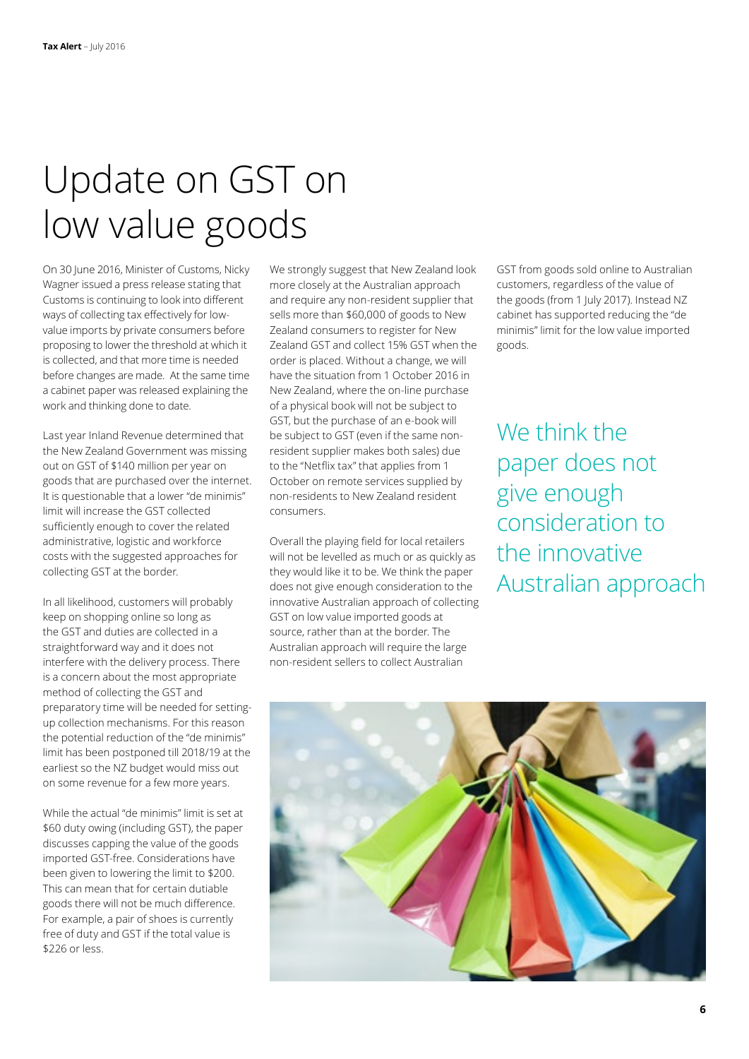# Update on GST on low value goods

On 30 June 2016, Minister of Customs, Nicky Wagner issued a press release stating that Customs is continuing to look into different ways of collecting tax effectively for low-value imports by private consumers before proposing to lower the threshold at which it is collected, and that more time is needed before changes are made. At the same time a cabinet paper was released explaining the work and thinking done to date.

Last year Inland Revenue determined that the New Zealand Government was missing out on GST of $140 million per year on goods that are purchased over the internet. It is questionable that a lower "de minimis" limit will increase the GST collected sufficiently enough to cover the related administrative, logistic and workforce costs with the suggested approaches for collecting GST at the border.

In all likelihood, customers will probably keep on shopping online so long as the GST and duties are collected in a straightforward way and it does not interfere with the delivery process. There is a concern about the most appropriate method of collecting the GST and preparatory time will be needed for setting-up collection mechanisms. For this reason the potential reduction of the "de minimis" limit has been postponed till 2018/19 at the earliest so the NZ budget would miss out on some revenue for a few more years.

While the actual "de minimis" limit is set at $60 duty owing (including GST), the paper discusses capping the value of the goods imported GST-free. Considerations have been given to lowering the limit to $200. This can mean that for certain dutiable goods there will not be much difference. For example, a pair of shoes is currently free of duty and GST if the total value is $226 or less.

We strongly suggest that New Zealand look more closely at the Australian approach and require any non-resident supplier that sells more than $60,000 of goods to New Zealand consumers to register for New Zealand GST and collect 15% GST when the order is placed. Without a change, we will have the situation from 1 October 2016 in New Zealand, where the on-line purchase of a physical book will not be subject to GST, but the purchase of an e-book will be subject to GST (even if the same non-resident supplier makes both sales) due to the "Netflix tax" that applies from 1 October on remote services supplied by non-residents to New Zealand resident consumers.

Overall the playing field for local retailers will not be levelled as much or as quickly as they would like it to be. We think the paper does not give enough consideration to the innovative Australian approach of collecting GST on low value imported goods at source, rather than at the border. The Australian approach will require the large non-resident sellers to collect Australian GST from goods sold online to Australian customers, regardless of the value of the goods (from 1 July 2017). Instead NZ cabinet has supported reducing the "de minimis" limit for the low value imported goods.

> We think the paper does not give enough consideration to the innovative Australian approach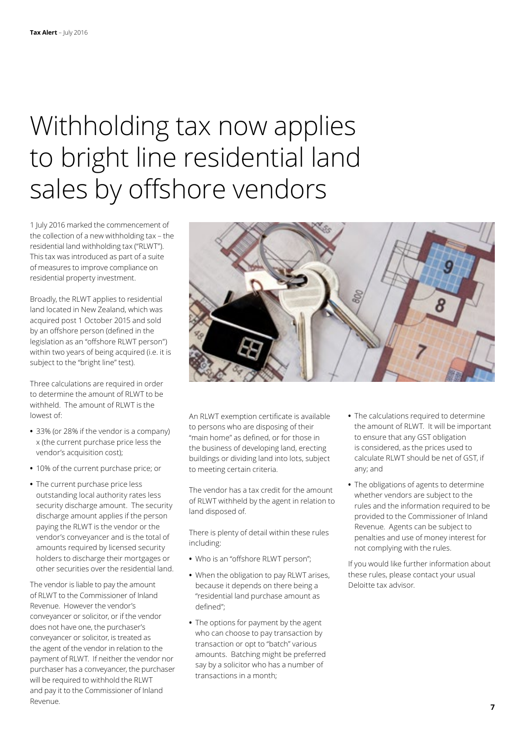# Withholding tax now applies to bright line residential land sales by offshore vendors

1 July 2016 marked the commencement of the collection of a new withholding tax – the residential land withholding tax ("RLWT"). This tax was introduced as part of a suite of measures to improve compliance on residential property investment.

Broadly, the RLWT applies to residential land located in New Zealand, which was acquired post 1 October 2015 and sold by an offshore person (defined in the legislation as an "offshore RLWT person") within two years of being acquired (i.e. it is subject to the "bright line" test).

Three calculations are required in order to determine the amount of RLWT to be withheld. The amount of RLWT is the lowest of:

- 33% (or 28% if the vendor is a company) x (the current purchase price less the vendor's acquisition cost);
- 10% of the current purchase price; or
- The current purchase price less outstanding local authority rates less security discharge amount. The security discharge amount applies if the person paying the RLWT is the vendor or the vendor's conveyancer and is the total of amounts required by licensed security holders to discharge their mortgages or other securities over the residential land.

The vendor is liable to pay the amount of RLWT to the Commissioner of Inland Revenue. However the vendor's conveyancer or solicitor, or if the vendor does not have one, the purchaser's conveyancer or solicitor, is treated as the agent of the vendor in relation to the payment of RLWT. If neither the vendor nor purchaser has a conveyancer, the purchaser will be required to withhold the RLWT and pay it to the Commissioner of Inland Revenue.

An RLWT exemption certificate is available to persons who are disposing of their "main home" as defined, or for those in the business of developing land, erecting buildings or dividing land into lots, subject to meeting certain criteria.

The vendor has a tax credit for the amount of RLWT withheld by the agent in relation to land disposed of.

There is plenty of detail within these rules including:

- Who is an "offshore RLWT person";
- When the obligation to pay RLWT arises, because it depends on there being a "residential land purchase amount as defined";
- The options for payment by the agent who can choose to pay transaction by transaction or opt to "batch" various amounts. Batching might be preferred say by a solicitor who has a number of transactions in a month;
- The calculations required to determine the amount of RLWT. It will be important to ensure that any GST obligation is considered, as the prices used to calculate RLWT should be net of GST, if any; and
- The obligations of agents to determine whether vendors are subject to the rules and the information required to be provided to the Commissioner of Inland Revenue. Agents can be subject to penalties and use of money interest for not complying with the rules.

If you would like further information about these rules, please contact your usual Deloitte tax advisor.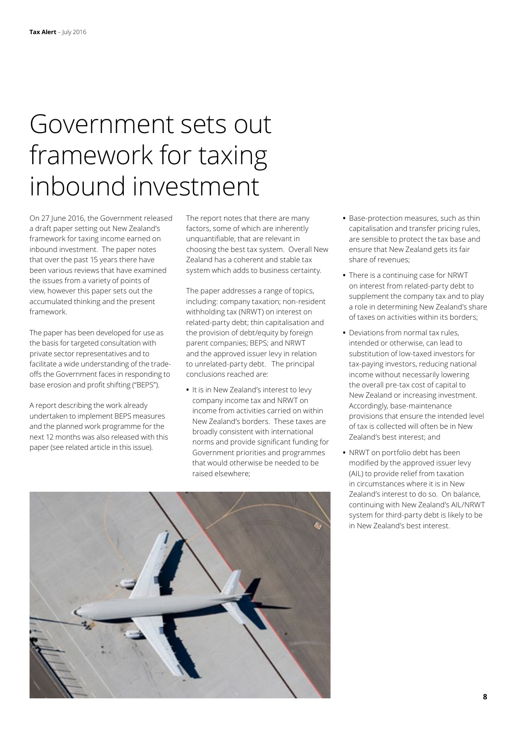# Government sets out framework for taxing inbound investment

On 27 June 2016, the Government released a draft paper setting out New Zealand's framework for taxing income earned on inbound investment. The paper notes that over the past 15 years there have been various reviews that have examined the issues from a variety of points of view, however this paper sets out the accumulated thinking and the present framework.

The paper has been developed for use as the basis for targeted consultation with private sector representatives and to facilitate a wide understanding of the trade-offs the Government faces in responding to base erosion and profit shifting ("BEPS").

A report describing the work already undertaken to implement BEPS measures and the planned work programme for the next 12 months was also released with this paper (see related article in this issue).

The report notes that there are many factors, some of which are inherently unquantifiable, that are relevant in choosing the best tax system. Overall New Zealand has a coherent and stable tax system which adds to business certainty.

The paper addresses a range of topics, including: company taxation; non-resident withholding tax (NRWT) on interest on related-party debt; thin capitalisation and the provision of debt/equity by foreign parent companies; BEPS; and NRWT and the approved issuer levy in relation to unrelated-party debt. The principal conclusions reached are:

- It is in New Zealand's interest to levy company income tax and NRWT on income from activities carried on within New Zealand's borders. These taxes are broadly consistent with international norms and provide significant funding for Government priorities and programmes that would otherwise be needed to be raised elsewhere;
- Base-protection measures, such as thin capitalisation and transfer pricing rules, are sensible to protect the tax base and ensure that New Zealand gets its fair share of revenues;
- There is a continuing case for NRWT on interest from related-party debt to supplement the company tax and to play a role in determining New Zealand's share of taxes on activities within its borders;
- Deviations from normal tax rules, intended or otherwise, can lead to substitution of low-taxed investors for tax-paying investors, reducing national income without necessarily lowering the overall pre-tax cost of capital to New Zealand or increasing investment. Accordingly, base-maintenance provisions that ensure the intended level of tax is collected will often be in New Zealand's best interest; and
- NRWT on portfolio debt has been modified by the approved issuer levy (AIL) to provide relief from taxation in circumstances where it is in New Zealand's interest to do so. On balance, continuing with New Zealand's AIL/NRWT system for third-party debt is likely to be in New Zealand's best interest.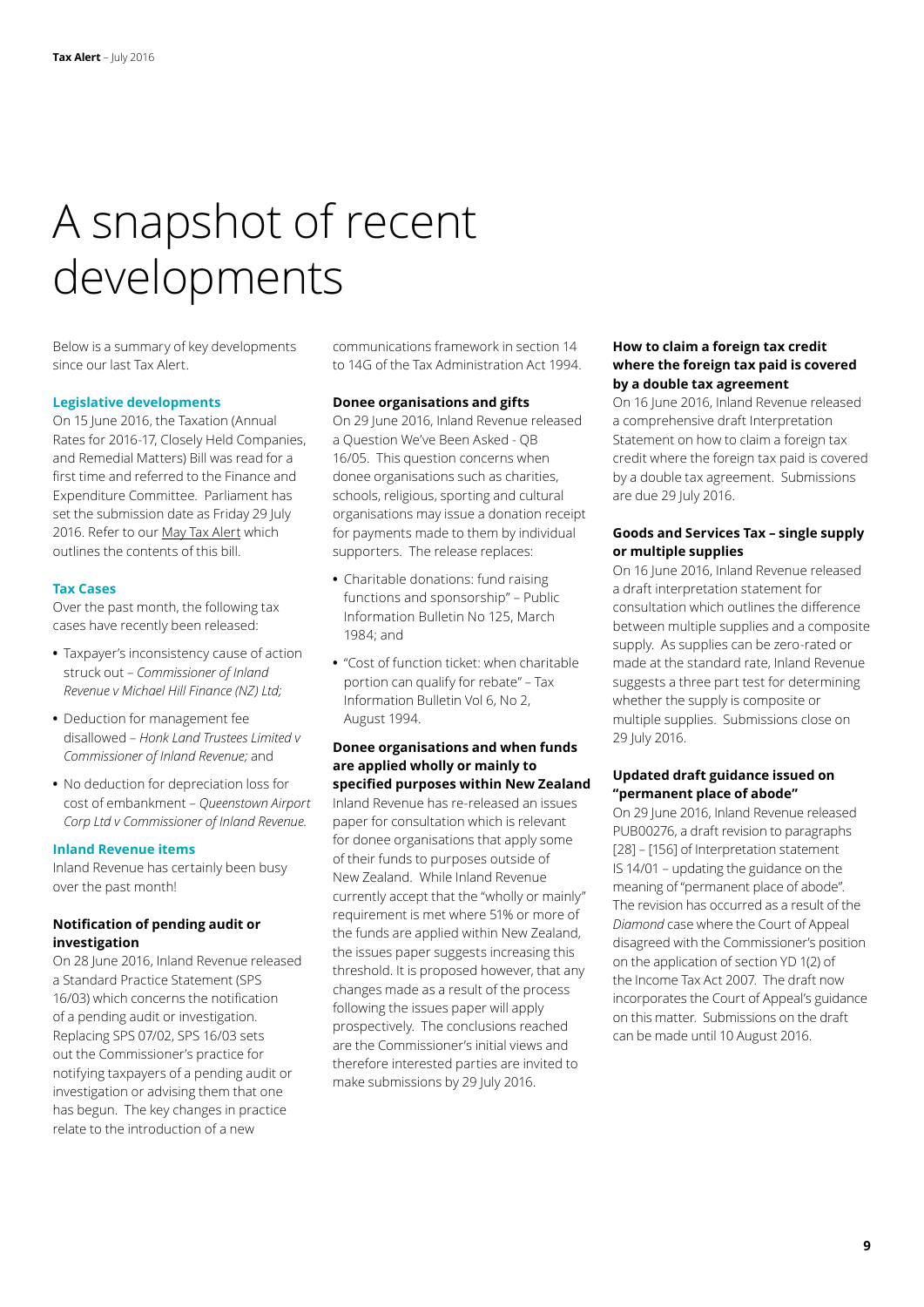# A snapshot of recent developments

Below is a summary of key developments since our last Tax Alert.

### Legislative developments

On 15 June 2016, the Taxation (Annual Rates for 2016-17, Closely Held Companies, and Remedial Matters) Bill was read for a first time and referred to the Finance and Expenditure Committee. Parliament has set the submission date as Friday 29 July 2016. Refer to our May Tax Alert which outlines the contents of this bill.

### Tax Cases

Over the past month, the following tax cases have recently been released:

- Taxpayer's inconsistency cause of action struck out – *Commissioner of Inland Revenue v Michael Hill Finance (NZ) Ltd;*
- Deduction for management fee disallowed – *Honk Land Trustees Limited v Commissioner of Inland Revenue;* and
- No deduction for depreciation loss for cost of embankment – *Queenstown Airport Corp Ltd v Commissioner of Inland Revenue.*

### Inland Revenue items

Inland Revenue has certainly been busy over the past month!

#### Notification of pending audit or investigation

On 28 June 2016, Inland Revenue released a Standard Practice Statement (SPS 16/03) which concerns the notification of a pending audit or investigation. Replacing SPS 07/02, SPS 16/03 sets out the Commissioner's practice for notifying taxpayers of a pending audit or investigation or advising them that one has begun. The key changes in practice relate to the introduction of a new communications framework in section 14 to 14G of the Tax Administration Act 1994.

#### Donee organisations and gifts

On 29 June 2016, Inland Revenue released a Question We've Been Asked - QB 16/05. This question concerns when donee organisations such as charities, schools, religious, sporting and cultural organisations may issue a donation receipt for payments made to them by individual supporters. The release replaces:

- Charitable donations: fund raising functions and sponsorship" – Public Information Bulletin No 125, March 1984; and
- "Cost of function ticket: when charitable portion can qualify for rebate" – Tax Information Bulletin Vol 6, No 2, August 1994.

#### Donee organisations and when funds are applied wholly or mainly to specified purposes within New Zealand

Inland Revenue has re-released an issues paper for consultation which is relevant for donee organisations that apply some of their funds to purposes outside of New Zealand. While Inland Revenue currently accept that the "wholly or mainly" requirement is met where 51% or more of the funds are applied within New Zealand, the issues paper suggests increasing this threshold. It is proposed however, that any changes made as a result of the process following the issues paper will apply prospectively. The conclusions reached are the Commissioner's initial views and therefore interested parties are invited to make submissions by 29 July 2016.

#### How to claim a foreign tax credit where the foreign tax paid is covered by a double tax agreement

On 16 June 2016, Inland Revenue released a comprehensive draft Interpretation Statement on how to claim a foreign tax credit where the foreign tax paid is covered by a double tax agreement. Submissions are due 29 July 2016.

#### Goods and Services Tax – single supply or multiple supplies

On 16 June 2016, Inland Revenue released a draft interpretation statement for consultation which outlines the difference between multiple supplies and a composite supply. As supplies can be zero-rated or made at the standard rate, Inland Revenue suggests a three part test for determining whether the supply is composite or multiple supplies. Submissions close on 29 July 2016.

#### Updated draft guidance issued on "permanent place of abode"

On 29 June 2016, Inland Revenue released PUB00276, a draft revision to paragraphs [28] – [156] of Interpretation statement IS 14/01 – updating the guidance on the meaning of "permanent place of abode". The revision has occurred as a result of the *Diamond* case where the Court of Appeal disagreed with the Commissioner's position on the application of section YD 1(2) of the Income Tax Act 2007. The draft now incorporates the Court of Appeal's guidance on this matter. Submissions on the draft can be made until 10 August 2016.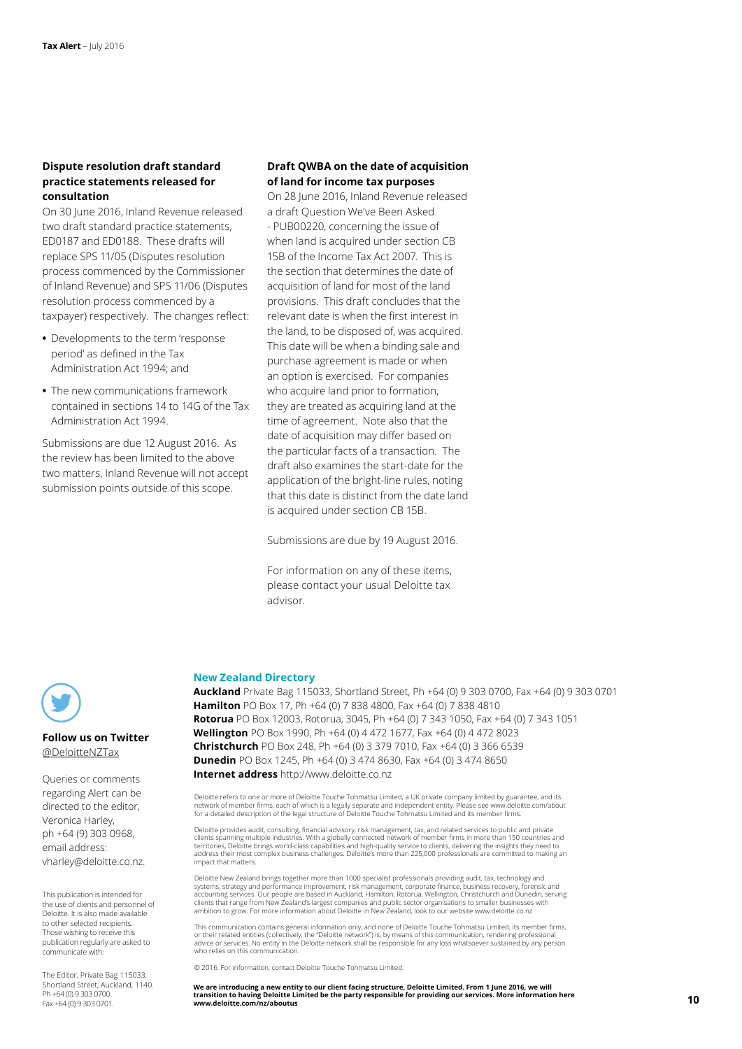### Dispute resolution draft standard practice statements released for consultation

On 30 June 2016, Inland Revenue released two draft standard practice statements, ED0187 and ED0188. These drafts will replace SPS 11/05 (Disputes resolution process commenced by the Commissioner of Inland Revenue) and SPS 11/06 (Disputes resolution process commenced by a taxpayer) respectively. The changes reflect:

- Developments to the term 'response period' as defined in the Tax Administration Act 1994; and
- The new communications framework contained in sections 14 to 14G of the Tax Administration Act 1994.

Submissions are due 12 August 2016. As the review has been limited to the above two matters, Inland Revenue will not accept submission points outside of this scope.

### Draft QWBA on the date of acquisition of land for income tax purposes

On 28 June 2016, Inland Revenue released a draft Question We've Been Asked - PUB00220, concerning the issue of when land is acquired under section CB 15B of the Income Tax Act 2007. This is the section that determines the date of acquisition of land for most of the land provisions. This draft concludes that the relevant date is when the first interest in the land, to be disposed of, was acquired. This date will be when a binding sale and purchase agreement is made or when an option is exercised. For companies who acquire land prior to formation, they are treated as acquiring land at the time of agreement. Note also that the date of acquisition may differ based on the particular facts of a transaction. The draft also examines the start-date for the application of the bright-line rules, noting that this date is distinct from the date land is acquired under section CB 15B.

Submissions are due by 19 August 2016.

For information on any of these items, please contact your usual Deloitte tax advisor.

**Follow us on Twitter**
@DeloitteNZTax

Queries or comments regarding Alert can be directed to the editor, Veronica Harley, ph +64 (9) 303 0968, email address: vharley@deloitte.co.nz.

This publication is intended for the use of clients and personnel of Deloitte. It is also made available to other selected recipients. Those wishing to receive this publication regularly are asked to communicate with:

The Editor, Private Bag 115033, Shortland Street, Auckland, 1140. Ph +64 (0) 9 303 0700. Fax +64 (0) 9 303 0701.

**New Zealand Directory**

**Auckland** Private Bag 115033, Shortland Street, Ph +64 (0) 9 303 0700, Fax +64 (0) 9 303 0701
**Hamilton** PO Box 17, Ph +64 (0) 7 838 4800, Fax +64 (0) 7 838 4810
**Rotorua** PO Box 12003, Rotorua, 3045, Ph +64 (0) 7 343 1050, Fax +64 (0) 7 343 1051
**Wellington** PO Box 1990, Ph +64 (0) 4 472 1677, Fax +64 (0) 4 472 8023
**Christchurch** PO Box 248, Ph +64 (0) 3 379 7010, Fax +64 (0) 3 366 6539
**Dunedin** PO Box 1245, Ph +64 (0) 3 474 8630, Fax +64 (0) 3 474 8650
**Internet address** http://www.deloitte.co.nz

Deloitte refers to one or more of Deloitte Touche Tohmatsu Limited, a UK private company limited by guarantee, and its network of member firms, each of which is a legally separate and independent entity. Please see www.deloitte.com/about for a detailed description of the legal structure of Deloitte Touche Tohmatsu Limited and its member firms.

Deloitte provides audit, consulting, financial advisory, risk management, tax, and related services to public and private clients spanning multiple industries. With a globally connected network of member firms in more than 150 countries and territories, Deloitte brings world-class capabilities and high-quality service to clients, delivering the insights they need to address their most complex business challenges. Deloitte's more than 225,000 professionals are committed to making an impact that matters.

Deloitte New Zealand brings together more than 1000 specialist professionals providing audit, tax, technology and systems, strategy and performance improvement, risk management, corporate finance, business recovery, forensic and accounting services. Our people are based in Auckland, Hamilton, Rotorua, Wellington, Christchurch and Dunedin, serving clients that range from New Zealand's largest companies and public sector organisations to smaller businesses with ambition to grow. For more information about Deloitte in New Zealand, look to our website www.deloitte.co.nz

This communication contains general information only, and none of Deloitte Touche Tohmatsu Limited, its member firms, or their related entities (collectively, the "Deloitte network") is, by means of this communication, rendering professional advice or services. No entity in the Deloitte network shall be responsible for any loss whatsoever sustained by any person who relies on this communication.

© 2016. For information, contact Deloitte Touche Tohmatsu Limited.

**We are introducing a new entity to our client facing structure, Deloitte Limited. From 1 June 2016, we will transition to having Deloitte Limited be the party responsible for providing our services. More information here www.deloitte.com/nz/aboutus**